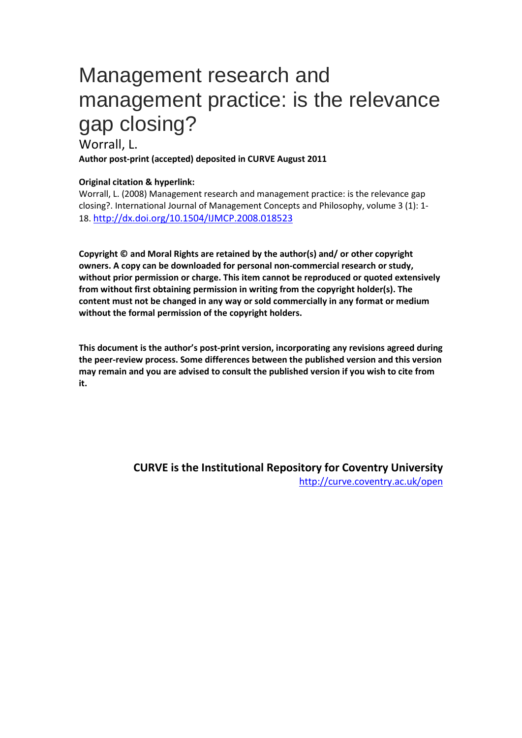# Management research and management practice: is the relevance gap closing?

Worrall, L.

**Author post-print (accepted) deposited in CURVE August 2011**

**Original citation & hyperlink:**

Worrall, L. (2008) Management research and management practice: is the relevance gap closing?. International Journal of Management Concepts and Philosophy, volume 3 (1): 1-18. http://dx.doi.org/10.1504/IJMCP.2008.018523

**Copyright © and Moral Rights are retained by the author(s) and/ or other copyright owners. A copy can be downloaded for personal non-commercial research or study, without prior permission or charge. This item cannot be reproduced or quoted extensively from without first obtaining permission in writing from the copyright holder(s). The content must not be changed in any way or sold commercially in any format or medium without the formal permission of the copyright holders.**

**This document is the author's post-print version, incorporating any revisions agreed during the peer-review process. Some differences between the published version and this version may remain and you are advised to consult the published version if you wish to cite from it.**

**CURVE is the Institutional Repository for Coventry University**

http://curve.coventry.ac.uk/open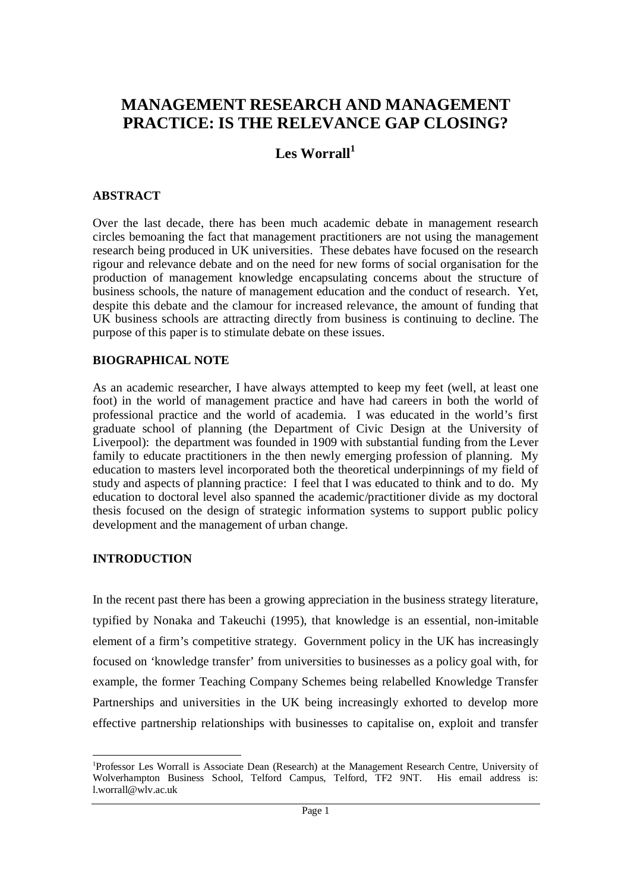# MANAGEMENT RESEARCH AND MANAGEMENT PRACTICE: IS THE RELEVANCE GAP CLOSING?

## Les Worrall[1]

### ABSTRACT

Over the last decade, there has been much academic debate in management research circles bemoaning the fact that management practitioners are not using the management research being produced in UK universities. These debates have focused on the research rigour and relevance debate and on the need for new forms of social organisation for the production of management knowledge encapsulating concerns about the structure of business schools, the nature of management education and the conduct of research. Yet, despite this debate and the clamour for increased relevance, the amount of funding that UK business schools are attracting directly from business is continuing to decline. The purpose of this paper is to stimulate debate on these issues.

### BIOGRAPHICAL NOTE

As an academic researcher, I have always attempted to keep my feet (well, at least one foot) in the world of management practice and have had careers in both the world of professional practice and the world of academia. I was educated in the world's first graduate school of planning (the Department of Civic Design at the University of Liverpool): the department was founded in 1909 with substantial funding from the Lever family to educate practitioners in the then newly emerging profession of planning. My education to masters level incorporated both the theoretical underpinnings of my field of study and aspects of planning practice: I feel that I was educated to think and to do. My education to doctoral level also spanned the academic/practitioner divide as my doctoral thesis focused on the design of strategic information systems to support public policy development and the management of urban change.

### INTRODUCTION

In the recent past there has been a growing appreciation in the business strategy literature, typified by Nonaka and Takeuchi (1995), that knowledge is an essential, non-imitable element of a firm's competitive strategy. Government policy in the UK has increasingly focused on 'knowledge transfer' from universities to businesses as a policy goal with, for example, the former Teaching Company Schemes being relabelled Knowledge Transfer Partnerships and universities in the UK being increasingly exhorted to develop more effective partnership relationships with businesses to capitalise on, exploit and transfer

[1] Professor Les Worrall is Associate Dean (Research) at the Management Research Centre, University of Wolverhampton Business School, Telford Campus, Telford, TF2 9NT. His email address is: l.worrall@wlv.ac.uk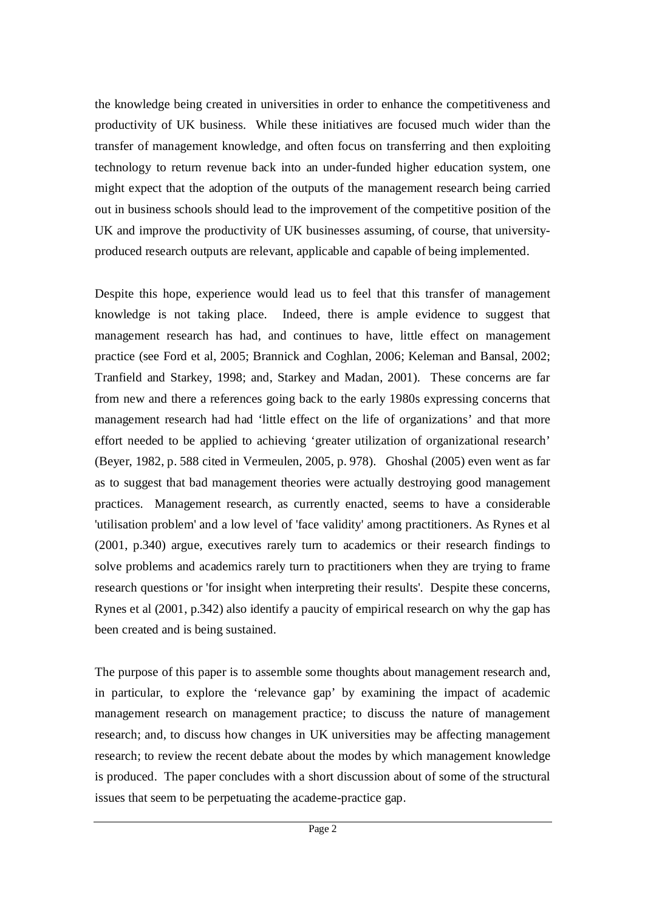the knowledge being created in universities in order to enhance the competitiveness and productivity of UK business. While these initiatives are focused much wider than the transfer of management knowledge, and often focus on transferring and then exploiting technology to return revenue back into an under-funded higher education system, one might expect that the adoption of the outputs of the management research being carried out in business schools should lead to the improvement of the competitive position of the UK and improve the productivity of UK businesses assuming, of course, that university-produced research outputs are relevant, applicable and capable of being implemented.

Despite this hope, experience would lead us to feel that this transfer of management knowledge is not taking place. Indeed, there is ample evidence to suggest that management research has had, and continues to have, little effect on management practice (see Ford et al, 2005; Brannick and Coghlan, 2006; Keleman and Bansal, 2002; Tranfield and Starkey, 1998; and, Starkey and Madan, 2001). These concerns are far from new and there a references going back to the early 1980s expressing concerns that management research had had 'little effect on the life of organizations' and that more effort needed to be applied to achieving 'greater utilization of organizational research' (Beyer, 1982, p. 588 cited in Vermeulen, 2005, p. 978). Ghoshal (2005) even went as far as to suggest that bad management theories were actually destroying good management practices. Management research, as currently enacted, seems to have a considerable 'utilisation problem' and a low level of 'face validity' among practitioners. As Rynes et al (2001, p.340) argue, executives rarely turn to academics or their research findings to solve problems and academics rarely turn to practitioners when they are trying to frame research questions or 'for insight when interpreting their results'. Despite these concerns, Rynes et al (2001, p.342) also identify a paucity of empirical research on why the gap has been created and is being sustained.

The purpose of this paper is to assemble some thoughts about management research and, in particular, to explore the 'relevance gap' by examining the impact of academic management research on management practice; to discuss the nature of management research; and, to discuss how changes in UK universities may be affecting management research; to review the recent debate about the modes by which management knowledge is produced. The paper concludes with a short discussion about of some of the structural issues that seem to be perpetuating the academe-practice gap.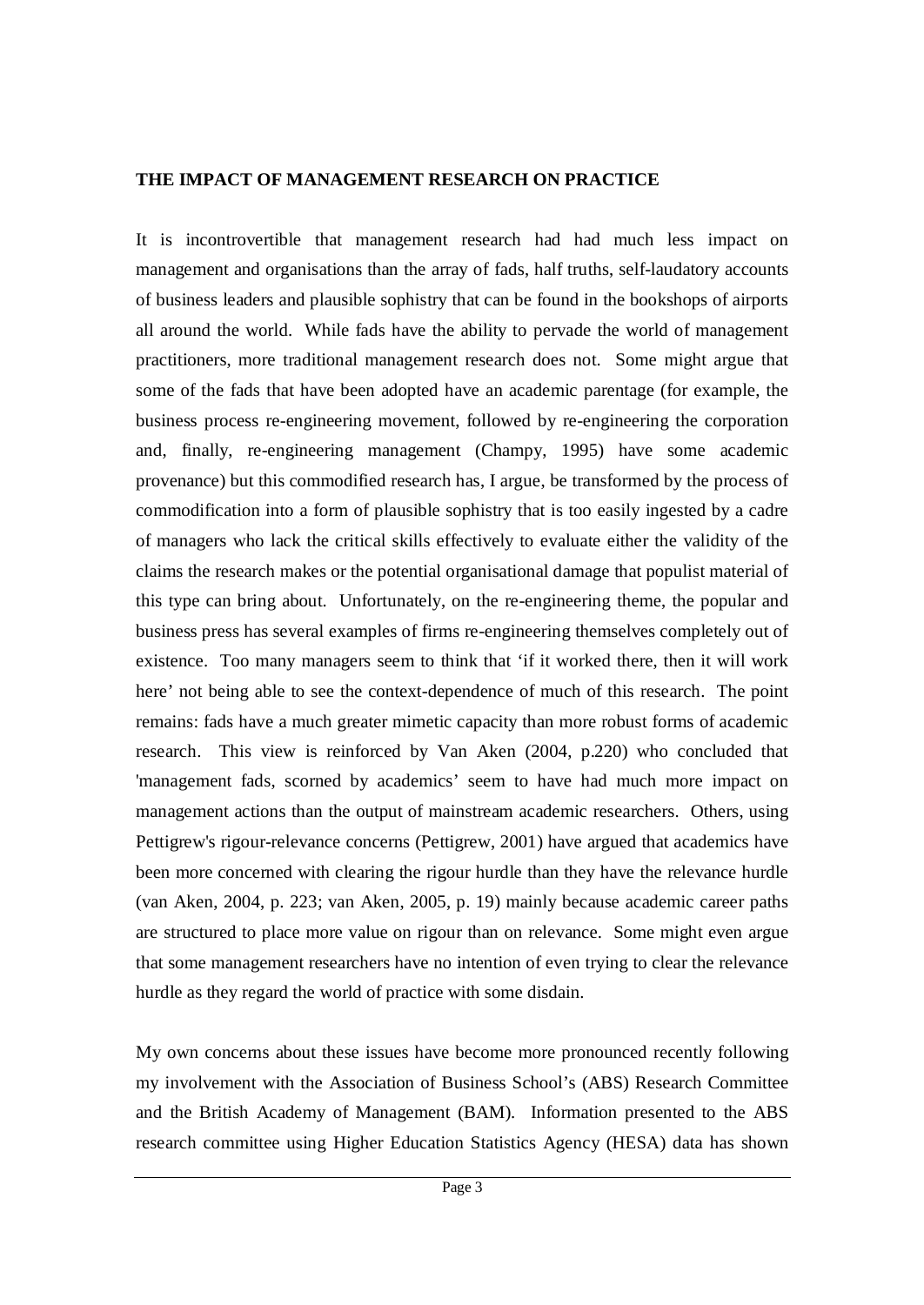**THE IMPACT OF MANAGEMENT RESEARCH ON PRACTICE**

It is incontrovertible that management research had had much less impact on management and organisations than the array of fads, half truths, self-laudatory accounts of business leaders and plausible sophistry that can be found in the bookshops of airports all around the world. While fads have the ability to pervade the world of management practitioners, more traditional management research does not. Some might argue that some of the fads that have been adopted have an academic parentage (for example, the business process re-engineering movement, followed by re-engineering the corporation and, finally, re-engineering management (Champy, 1995) have some academic provenance) but this commodified research has, I argue, be transformed by the process of commodification into a form of plausible sophistry that is too easily ingested by a cadre of managers who lack the critical skills effectively to evaluate either the validity of the claims the research makes or the potential organisational damage that populist material of this type can bring about. Unfortunately, on the re-engineering theme, the popular and business press has several examples of firms re-engineering themselves completely out of existence. Too many managers seem to think that 'if it worked there, then it will work here' not being able to see the context-dependence of much of this research. The point remains: fads have a much greater mimetic capacity than more robust forms of academic research. This view is reinforced by Van Aken (2004, p.220) who concluded that 'management fads, scorned by academics' seem to have had much more impact on management actions than the output of mainstream academic researchers. Others, using Pettigrew's rigour-relevance concerns (Pettigrew, 2001) have argued that academics have been more concerned with clearing the rigour hurdle than they have the relevance hurdle (van Aken, 2004, p. 223; van Aken, 2005, p. 19) mainly because academic career paths are structured to place more value on rigour than on relevance. Some might even argue that some management researchers have no intention of even trying to clear the relevance hurdle as they regard the world of practice with some disdain.

My own concerns about these issues have become more pronounced recently following my involvement with the Association of Business School's (ABS) Research Committee and the British Academy of Management (BAM). Information presented to the ABS research committee using Higher Education Statistics Agency (HESA) data has shown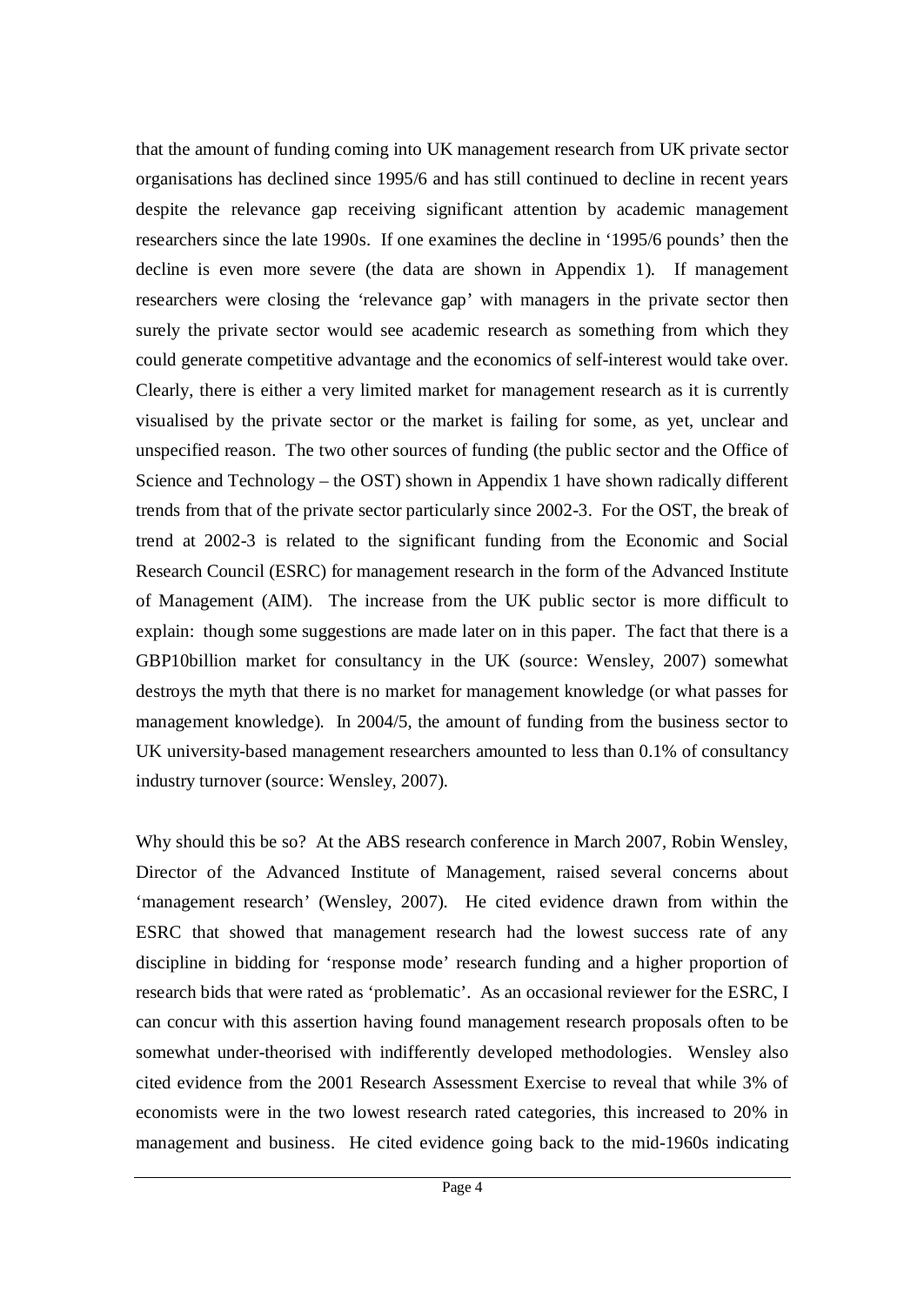that the amount of funding coming into UK management research from UK private sector organisations has declined since 1995/6 and has still continued to decline in recent years despite the relevance gap receiving significant attention by academic management researchers since the late 1990s. If one examines the decline in '1995/6 pounds' then the decline is even more severe (the data are shown in Appendix 1). If management researchers were closing the 'relevance gap' with managers in the private sector then surely the private sector would see academic research as something from which they could generate competitive advantage and the economics of self-interest would take over. Clearly, there is either a very limited market for management research as it is currently visualised by the private sector or the market is failing for some, as yet, unclear and unspecified reason. The two other sources of funding (the public sector and the Office of Science and Technology – the OST) shown in Appendix 1 have shown radically different trends from that of the private sector particularly since 2002-3. For the OST, the break of trend at 2002-3 is related to the significant funding from the Economic and Social Research Council (ESRC) for management research in the form of the Advanced Institute of Management (AIM). The increase from the UK public sector is more difficult to explain: though some suggestions are made later on in this paper. The fact that there is a GBP10billion market for consultancy in the UK (source: Wensley, 2007) somewhat destroys the myth that there is no market for management knowledge (or what passes for management knowledge). In 2004/5, the amount of funding from the business sector to UK university-based management researchers amounted to less than 0.1% of consultancy industry turnover (source: Wensley, 2007).

Why should this be so? At the ABS research conference in March 2007, Robin Wensley, Director of the Advanced Institute of Management, raised several concerns about 'management research' (Wensley, 2007). He cited evidence drawn from within the ESRC that showed that management research had the lowest success rate of any discipline in bidding for 'response mode' research funding and a higher proportion of research bids that were rated as 'problematic'. As an occasional reviewer for the ESRC, I can concur with this assertion having found management research proposals often to be somewhat under-theorised with indifferently developed methodologies. Wensley also cited evidence from the 2001 Research Assessment Exercise to reveal that while 3% of economists were in the two lowest research rated categories, this increased to 20% in management and business. He cited evidence going back to the mid-1960s indicating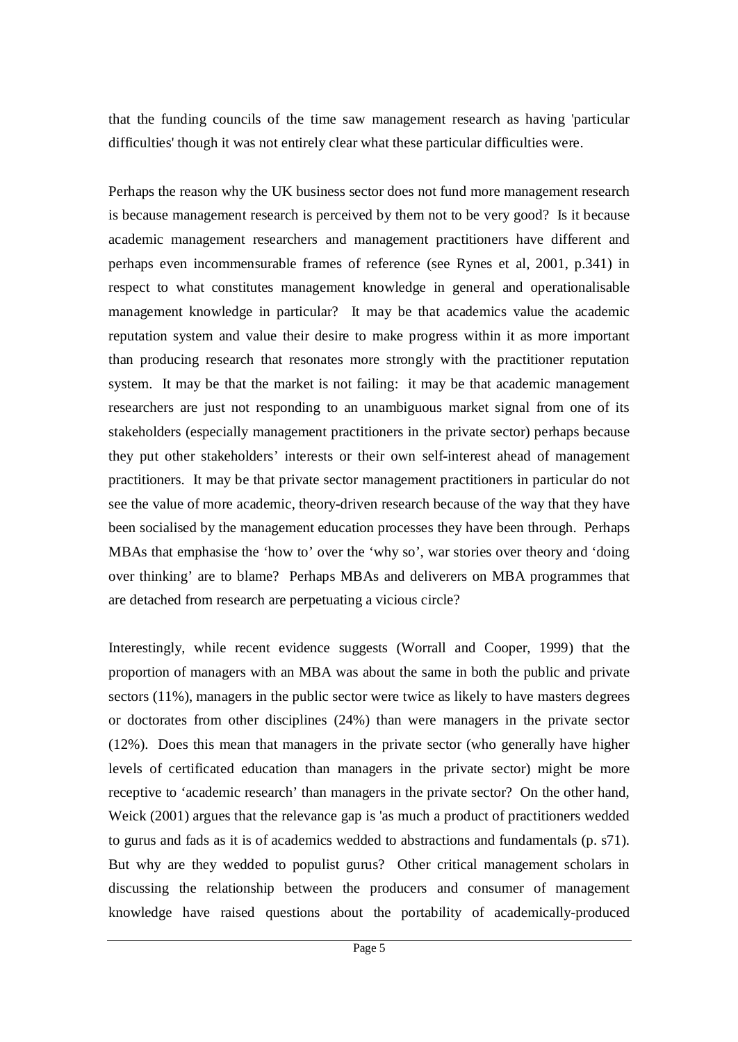that the funding councils of the time saw management research as having 'particular difficulties' though it was not entirely clear what these particular difficulties were.

Perhaps the reason why the UK business sector does not fund more management research is because management research is perceived by them not to be very good? Is it because academic management researchers and management practitioners have different and perhaps even incommensurable frames of reference (see Rynes et al, 2001, p.341) in respect to what constitutes management knowledge in general and operationalisable management knowledge in particular? It may be that academics value the academic reputation system and value their desire to make progress within it as more important than producing research that resonates more strongly with the practitioner reputation system. It may be that the market is not failing: it may be that academic management researchers are just not responding to an unambiguous market signal from one of its stakeholders (especially management practitioners in the private sector) perhaps because they put other stakeholders' interests or their own self-interest ahead of management practitioners. It may be that private sector management practitioners in particular do not see the value of more academic, theory-driven research because of the way that they have been socialised by the management education processes they have been through. Perhaps MBAs that emphasise the 'how to' over the 'why so', war stories over theory and 'doing over thinking' are to blame? Perhaps MBAs and deliverers on MBA programmes that are detached from research are perpetuating a vicious circle?

Interestingly, while recent evidence suggests (Worrall and Cooper, 1999) that the proportion of managers with an MBA was about the same in both the public and private sectors (11%), managers in the public sector were twice as likely to have masters degrees or doctorates from other disciplines (24%) than were managers in the private sector (12%). Does this mean that managers in the private sector (who generally have higher levels of certificated education than managers in the private sector) might be more receptive to 'academic research' than managers in the private sector? On the other hand, Weick (2001) argues that the relevance gap is 'as much a product of practitioners wedded to gurus and fads as it is of academics wedded to abstractions and fundamentals (p. s71). But why are they wedded to populist gurus? Other critical management scholars in discussing the relationship between the producers and consumer of management knowledge have raised questions about the portability of academically-produced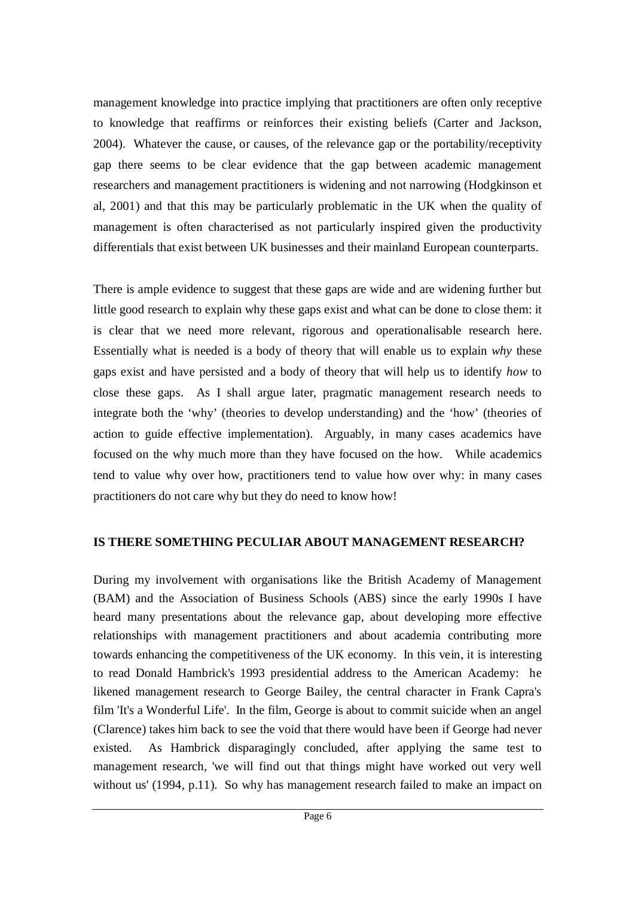management knowledge into practice implying that practitioners are often only receptive to knowledge that reaffirms or reinforces their existing beliefs (Carter and Jackson, 2004). Whatever the cause, or causes, of the relevance gap or the portability/receptivity gap there seems to be clear evidence that the gap between academic management researchers and management practitioners is widening and not narrowing (Hodgkinson et al, 2001) and that this may be particularly problematic in the UK when the quality of management is often characterised as not particularly inspired given the productivity differentials that exist between UK businesses and their mainland European counterparts.

There is ample evidence to suggest that these gaps are wide and are widening further but little good research to explain why these gaps exist and what can be done to close them: it is clear that we need more relevant, rigorous and operationalisable research here. Essentially what is needed is a body of theory that will enable us to explain *why* these gaps exist and have persisted and a body of theory that will help us to identify *how* to close these gaps. As I shall argue later, pragmatic management research needs to integrate both the 'why' (theories to develop understanding) and the 'how' (theories of action to guide effective implementation). Arguably, in many cases academics have focused on the why much more than they have focused on the how. While academics tend to value why over how, practitioners tend to value how over why: in many cases practitioners do not care why but they do need to know how!

**IS THERE SOMETHING PECULIAR ABOUT MANAGEMENT RESEARCH?**

During my involvement with organisations like the British Academy of Management (BAM) and the Association of Business Schools (ABS) since the early 1990s I have heard many presentations about the relevance gap, about developing more effective relationships with management practitioners and about academia contributing more towards enhancing the competitiveness of the UK economy. In this vein, it is interesting to read Donald Hambrick's 1993 presidential address to the American Academy: he likened management research to George Bailey, the central character in Frank Capra's film 'It's a Wonderful Life'. In the film, George is about to commit suicide when an angel (Clarence) takes him back to see the void that there would have been if George had never existed. As Hambrick disparagingly concluded, after applying the same test to management research, 'we will find out that things might have worked out very well without us' (1994, p.11). So why has management research failed to make an impact on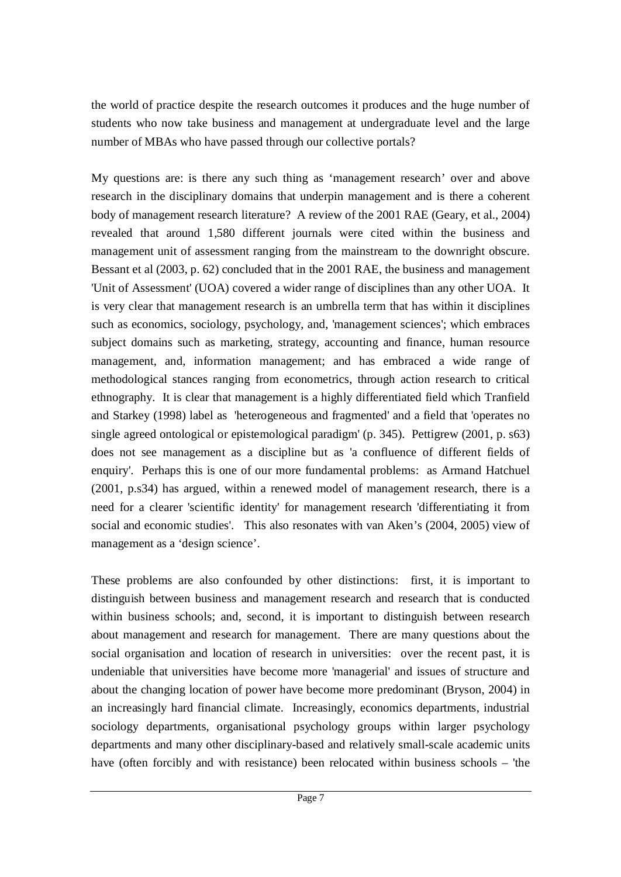the world of practice despite the research outcomes it produces and the huge number of students who now take business and management at undergraduate level and the large number of MBAs who have passed through our collective portals?

My questions are: is there any such thing as 'management research' over and above research in the disciplinary domains that underpin management and is there a coherent body of management research literature? A review of the 2001 RAE (Geary, et al., 2004) revealed that around 1,580 different journals were cited within the business and management unit of assessment ranging from the mainstream to the downright obscure. Bessant et al (2003, p. 62) concluded that in the 2001 RAE, the business and management 'Unit of Assessment' (UOA) covered a wider range of disciplines than any other UOA. It is very clear that management research is an umbrella term that has within it disciplines such as economics, sociology, psychology, and, 'management sciences'; which embraces subject domains such as marketing, strategy, accounting and finance, human resource management, and, information management; and has embraced a wide range of methodological stances ranging from econometrics, through action research to critical ethnography. It is clear that management is a highly differentiated field which Tranfield and Starkey (1998) label as 'heterogeneous and fragmented' and a field that 'operates no single agreed ontological or epistemological paradigm' (p. 345). Pettigrew (2001, p. s63) does not see management as a discipline but as 'a confluence of different fields of enquiry'. Perhaps this is one of our more fundamental problems: as Armand Hatchuel (2001, p.s34) has argued, within a renewed model of management research, there is a need for a clearer 'scientific identity' for management research 'differentiating it from social and economic studies'. This also resonates with van Aken's (2004, 2005) view of management as a 'design science'.

These problems are also confounded by other distinctions: first, it is important to distinguish between business and management research and research that is conducted within business schools; and, second, it is important to distinguish between research about management and research for management. There are many questions about the social organisation and location of research in universities: over the recent past, it is undeniable that universities have become more 'managerial' and issues of structure and about the changing location of power have become more predominant (Bryson, 2004) in an increasingly hard financial climate. Increasingly, economics departments, industrial sociology departments, organisational psychology groups within larger psychology departments and many other disciplinary-based and relatively small-scale academic units have (often forcibly and with resistance) been relocated within business schools – 'the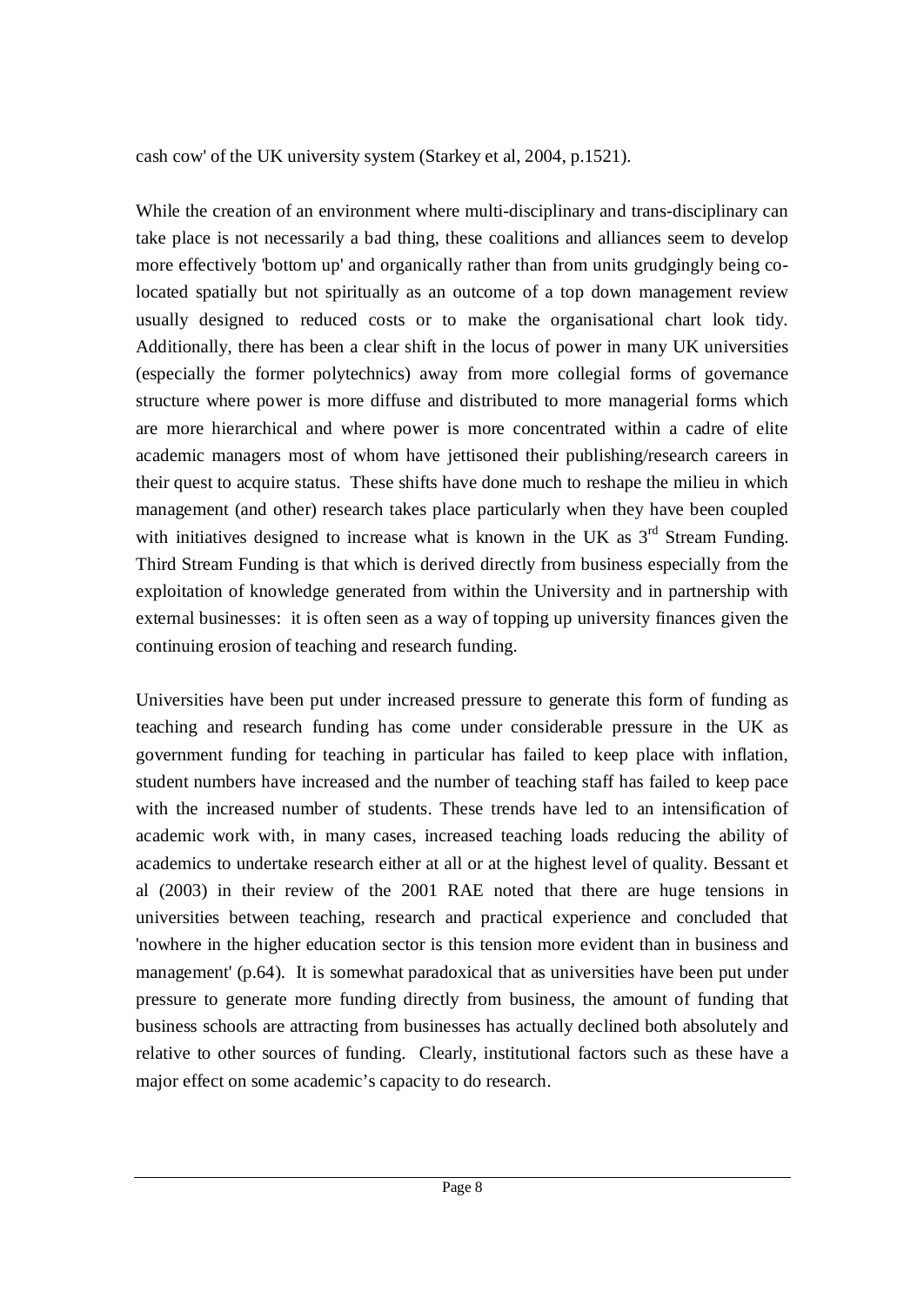cash cow' of the UK university system (Starkey et al, 2004, p.1521).

While the creation of an environment where multi-disciplinary and trans-disciplinary can take place is not necessarily a bad thing, these coalitions and alliances seem to develop more effectively 'bottom up' and organically rather than from units grudgingly being co-located spatially but not spiritually as an outcome of a top down management review usually designed to reduced costs or to make the organisational chart look tidy. Additionally, there has been a clear shift in the locus of power in many UK universities (especially the former polytechnics) away from more collegial forms of governance structure where power is more diffuse and distributed to more managerial forms which are more hierarchical and where power is more concentrated within a cadre of elite academic managers most of whom have jettisoned their publishing/research careers in their quest to acquire status. These shifts have done much to reshape the milieu in which management (and other) research takes place particularly when they have been coupled with initiatives designed to increase what is known in the UK as 3rd Stream Funding. Third Stream Funding is that which is derived directly from business especially from the exploitation of knowledge generated from within the University and in partnership with external businesses: it is often seen as a way of topping up university finances given the continuing erosion of teaching and research funding.

Universities have been put under increased pressure to generate this form of funding as teaching and research funding has come under considerable pressure in the UK as government funding for teaching in particular has failed to keep place with inflation, student numbers have increased and the number of teaching staff has failed to keep pace with the increased number of students. These trends have led to an intensification of academic work with, in many cases, increased teaching loads reducing the ability of academics to undertake research either at all or at the highest level of quality. Bessant et al (2003) in their review of the 2001 RAE noted that there are huge tensions in universities between teaching, research and practical experience and concluded that 'nowhere in the higher education sector is this tension more evident than in business and management' (p.64). It is somewhat paradoxical that as universities have been put under pressure to generate more funding directly from business, the amount of funding that business schools are attracting from businesses has actually declined both absolutely and relative to other sources of funding. Clearly, institutional factors such as these have a major effect on some academic's capacity to do research.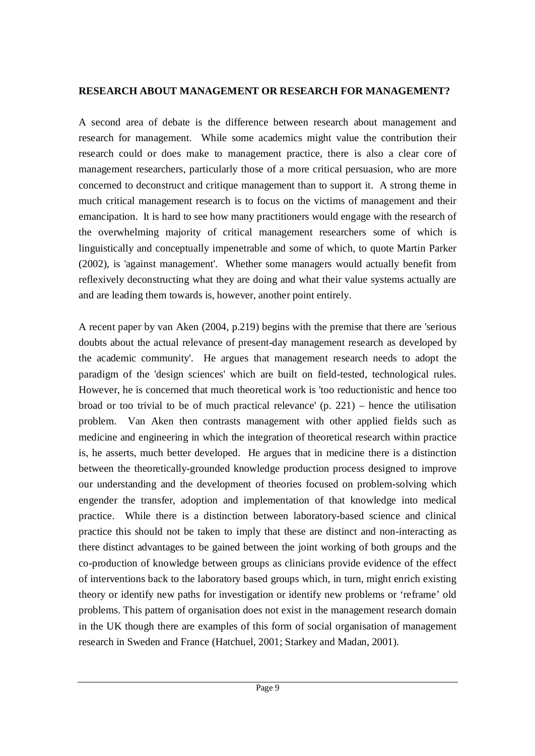## RESEARCH ABOUT MANAGEMENT OR RESEARCH FOR MANAGEMENT?

A second area of debate is the difference between research about management and research for management. While some academics might value the contribution their research could or does make to management practice, there is also a clear core of management researchers, particularly those of a more critical persuasion, who are more concerned to deconstruct and critique management than to support it. A strong theme in much critical management research is to focus on the victims of management and their emancipation. It is hard to see how many practitioners would engage with the research of the overwhelming majority of critical management researchers some of which is linguistically and conceptually impenetrable and some of which, to quote Martin Parker (2002), is 'against management'. Whether some managers would actually benefit from reflexively deconstructing what they are doing and what their value systems actually are and are leading them towards is, however, another point entirely.

A recent paper by van Aken (2004, p.219) begins with the premise that there are 'serious doubts about the actual relevance of present-day management research as developed by the academic community'. He argues that management research needs to adopt the paradigm of the 'design sciences' which are built on field-tested, technological rules. However, he is concerned that much theoretical work is 'too reductionistic and hence too broad or too trivial to be of much practical relevance' (p. 221) – hence the utilisation problem. Van Aken then contrasts management with other applied fields such as medicine and engineering in which the integration of theoretical research within practice is, he asserts, much better developed. He argues that in medicine there is a distinction between the theoretically-grounded knowledge production process designed to improve our understanding and the development of theories focused on problem-solving which engender the transfer, adoption and implementation of that knowledge into medical practice. While there is a distinction between laboratory-based science and clinical practice this should not be taken to imply that these are distinct and non-interacting as there distinct advantages to be gained between the joint working of both groups and the co-production of knowledge between groups as clinicians provide evidence of the effect of interventions back to the laboratory based groups which, in turn, might enrich existing theory or identify new paths for investigation or identify new problems or 'reframe' old problems. This pattern of organisation does not exist in the management research domain in the UK though there are examples of this form of social organisation of management research in Sweden and France (Hatchuel, 2001; Starkey and Madan, 2001).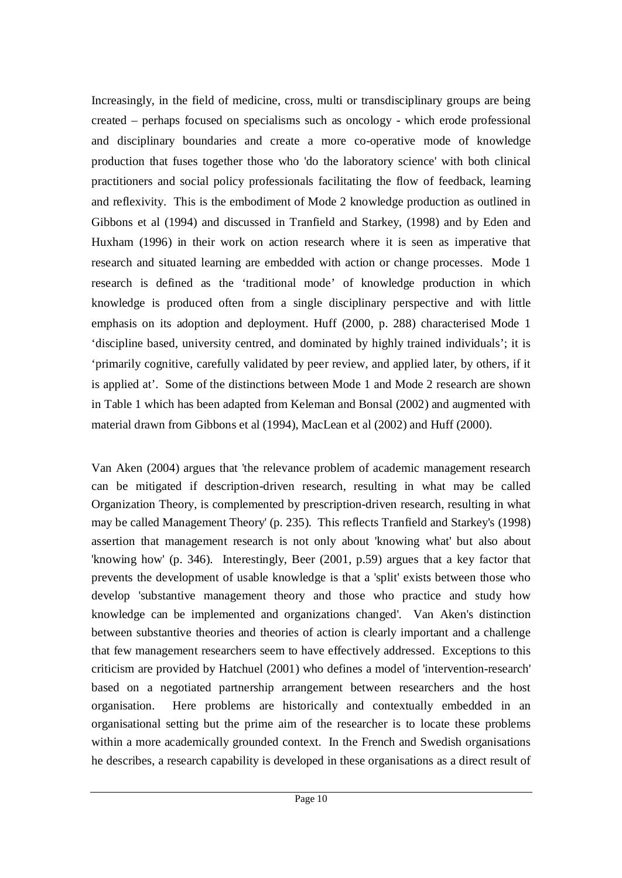Increasingly, in the field of medicine, cross, multi or transdisciplinary groups are being created – perhaps focused on specialisms such as oncology - which erode professional and disciplinary boundaries and create a more co-operative mode of knowledge production that fuses together those who 'do the laboratory science' with both clinical practitioners and social policy professionals facilitating the flow of feedback, learning and reflexivity. This is the embodiment of Mode 2 knowledge production as outlined in Gibbons et al (1994) and discussed in Tranfield and Starkey, (1998) and by Eden and Huxham (1996) in their work on action research where it is seen as imperative that research and situated learning are embedded with action or change processes. Mode 1 research is defined as the 'traditional mode' of knowledge production in which knowledge is produced often from a single disciplinary perspective and with little emphasis on its adoption and deployment. Huff (2000, p. 288) characterised Mode 1 'discipline based, university centred, and dominated by highly trained individuals'; it is 'primarily cognitive, carefully validated by peer review, and applied later, by others, if it is applied at'. Some of the distinctions between Mode 1 and Mode 2 research are shown in Table 1 which has been adapted from Keleman and Bonsal (2002) and augmented with material drawn from Gibbons et al (1994), MacLean et al (2002) and Huff (2000).

Van Aken (2004) argues that 'the relevance problem of academic management research can be mitigated if description-driven research, resulting in what may be called Organization Theory, is complemented by prescription-driven research, resulting in what may be called Management Theory' (p. 235). This reflects Tranfield and Starkey's (1998) assertion that management research is not only about 'knowing what' but also about 'knowing how' (p. 346). Interestingly, Beer (2001, p.59) argues that a key factor that prevents the development of usable knowledge is that a 'split' exists between those who develop 'substantive management theory and those who practice and study how knowledge can be implemented and organizations changed'. Van Aken's distinction between substantive theories and theories of action is clearly important and a challenge that few management researchers seem to have effectively addressed. Exceptions to this criticism are provided by Hatchuel (2001) who defines a model of 'intervention-research' based on a negotiated partnership arrangement between researchers and the host organisation. Here problems are historically and contextually embedded in an organisational setting but the prime aim of the researcher is to locate these problems within a more academically grounded context. In the French and Swedish organisations he describes, a research capability is developed in these organisations as a direct result of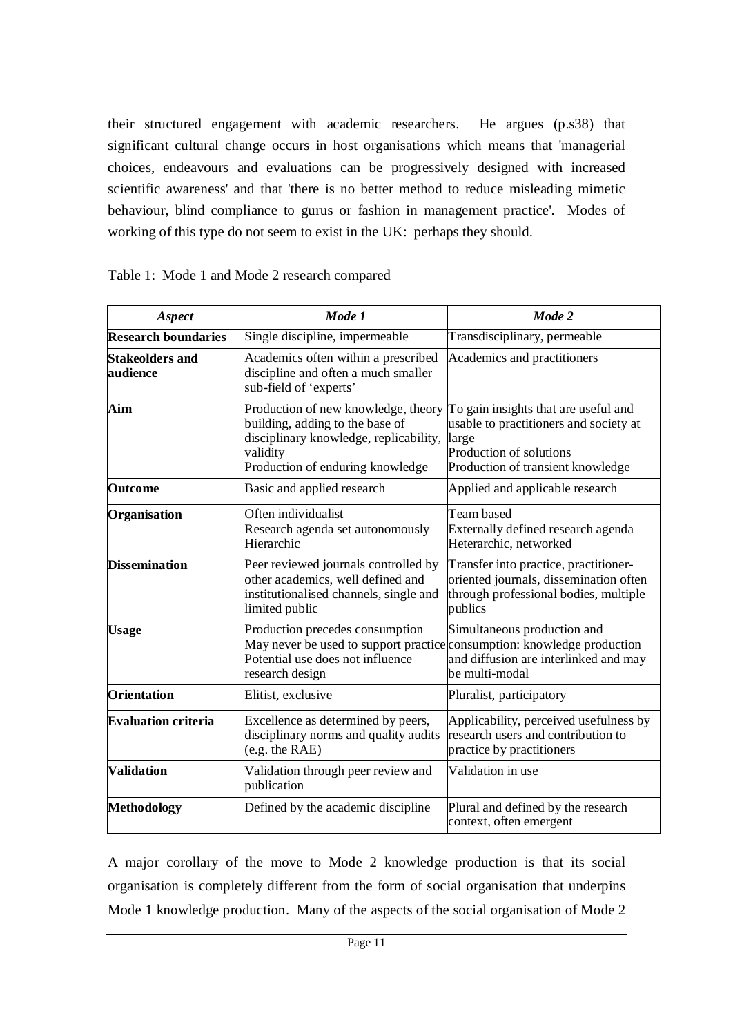their structured engagement with academic researchers. He argues (p.s38) that significant cultural change occurs in host organisations which means that 'managerial choices, endeavours and evaluations can be progressively designed with increased scientific awareness' and that 'there is no better method to reduce misleading mimetic behaviour, blind compliance to gurus or fashion in management practice'. Modes of working of this type do not seem to exist in the UK: perhaps they should.

Table 1: Mode 1 and Mode 2 research compared

| *Aspect* | *Mode 1* | *Mode 2* |
|---|---|---|
| **Research boundaries** | Single discipline, impermeable | Transdisciplinary, permeable |
| **Stakeolders and audience** | Academics often within a prescribed discipline and often a much smaller sub-field of 'experts' | Academics and practitioners |
| **Aim** | Production of new knowledge, theory building, adding to the base of disciplinary knowledge, replicability, validity<br>Production of enduring knowledge | To gain insights that are useful and usable to practitioners and society at large<br>Production of solutions<br>Production of transient knowledge |
| **Outcome** | Basic and applied research | Applied and applicable research |
| **Organisation** | Often individualist<br>Research agenda set autonomously<br>Hierarchic | Team based<br>Externally defined research agenda<br>Heterarchic, networked |
| **Dissemination** | Peer reviewed journals controlled by other academics, well defined and institutionalised channels, single and limited public | Transfer into practice, practitioner-oriented journals, dissemination often through professional bodies, multiple publics |
| **Usage** | Production precedes consumption<br>May never be used to support practice<br>Potential use does not influence research design | Simultaneous production and consumption: knowledge production and diffusion are interlinked and may be multi-modal |
| **Orientation** | Elitist, exclusive | Pluralist, participatory |
| **Evaluation criteria** | Excellence as determined by peers, disciplinary norms and quality audits (e.g. the RAE) | Applicability, perceived usefulness by research users and contribution to practice by practitioners |
| **Validation** | Validation through peer review and publication | Validation in use |
| **Methodology** | Defined by the academic discipline | Plural and defined by the research context, often emergent |

A major corollary of the move to Mode 2 knowledge production is that its social organisation is completely different from the form of social organisation that underpins Mode 1 knowledge production. Many of the aspects of the social organisation of Mode 2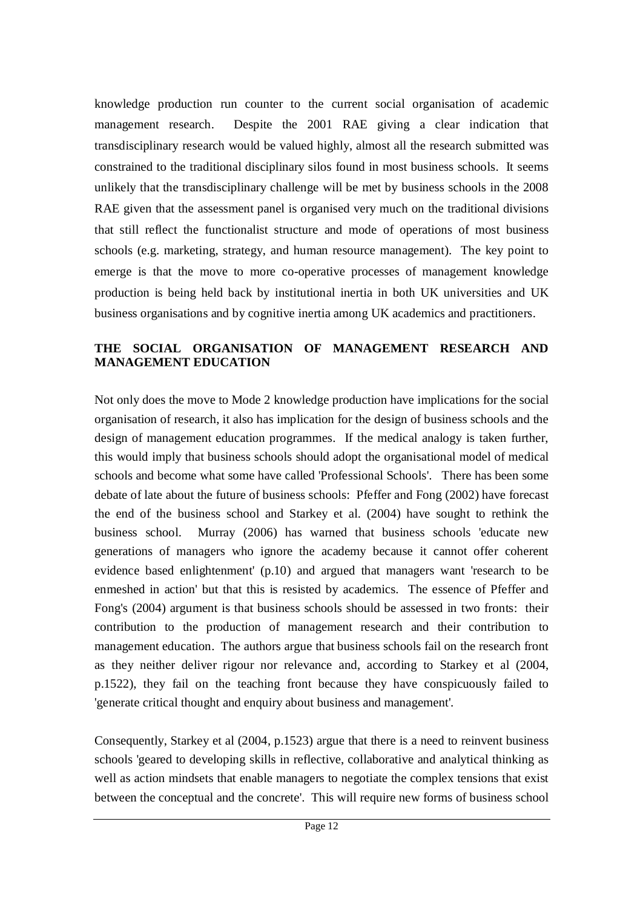knowledge production run counter to the current social organisation of academic management research. Despite the 2001 RAE giving a clear indication that transdisciplinary research would be valued highly, almost all the research submitted was constrained to the traditional disciplinary silos found in most business schools. It seems unlikely that the transdisciplinary challenge will be met by business schools in the 2008 RAE given that the assessment panel is organised very much on the traditional divisions that still reflect the functionalist structure and mode of operations of most business schools (e.g. marketing, strategy, and human resource management). The key point to emerge is that the move to more co-operative processes of management knowledge production is being held back by institutional inertia in both UK universities and UK business organisations and by cognitive inertia among UK academics and practitioners.

## THE SOCIAL ORGANISATION OF MANAGEMENT RESEARCH AND MANAGEMENT EDUCATION

Not only does the move to Mode 2 knowledge production have implications for the social organisation of research, it also has implication for the design of business schools and the design of management education programmes. If the medical analogy is taken further, this would imply that business schools should adopt the organisational model of medical schools and become what some have called 'Professional Schools'. There has been some debate of late about the future of business schools: Pfeffer and Fong (2002) have forecast the end of the business school and Starkey et al. (2004) have sought to rethink the business school. Murray (2006) has warned that business schools 'educate new generations of managers who ignore the academy because it cannot offer coherent evidence based enlightenment' (p.10) and argued that managers want 'research to be enmeshed in action' but that this is resisted by academics. The essence of Pfeffer and Fong's (2004) argument is that business schools should be assessed in two fronts: their contribution to the production of management research and their contribution to management education. The authors argue that business schools fail on the research front as they neither deliver rigour nor relevance and, according to Starkey et al (2004, p.1522), they fail on the teaching front because they have conspicuously failed to 'generate critical thought and enquiry about business and management'.

Consequently, Starkey et al (2004, p.1523) argue that there is a need to reinvent business schools 'geared to developing skills in reflective, collaborative and analytical thinking as well as action mindsets that enable managers to negotiate the complex tensions that exist between the conceptual and the concrete'. This will require new forms of business school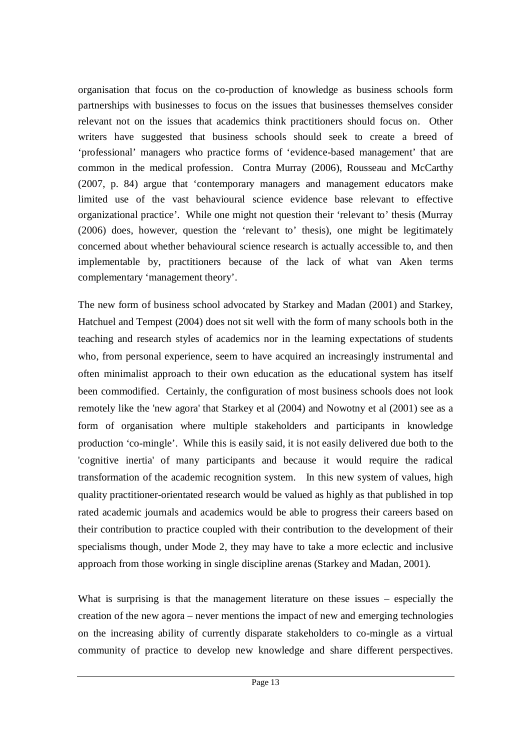organisation that focus on the co-production of knowledge as business schools form partnerships with businesses to focus on the issues that businesses themselves consider relevant not on the issues that academics think practitioners should focus on. Other writers have suggested that business schools should seek to create a breed of 'professional' managers who practice forms of 'evidence-based management' that are common in the medical profession. Contra Murray (2006), Rousseau and McCarthy (2007, p. 84) argue that 'contemporary managers and management educators make limited use of the vast behavioural science evidence base relevant to effective organizational practice'. While one might not question their 'relevant to' thesis (Murray (2006) does, however, question the 'relevant to' thesis), one might be legitimately concerned about whether behavioural science research is actually accessible to, and then implementable by, practitioners because of the lack of what van Aken terms complementary 'management theory'.

The new form of business school advocated by Starkey and Madan (2001) and Starkey, Hatchuel and Tempest (2004) does not sit well with the form of many schools both in the teaching and research styles of academics nor in the learning expectations of students who, from personal experience, seem to have acquired an increasingly instrumental and often minimalist approach to their own education as the educational system has itself been commodified. Certainly, the configuration of most business schools does not look remotely like the 'new agora' that Starkey et al (2004) and Nowotny et al (2001) see as a form of organisation where multiple stakeholders and participants in knowledge production 'co-mingle'. While this is easily said, it is not easily delivered due both to the 'cognitive inertia' of many participants and because it would require the radical transformation of the academic recognition system. In this new system of values, high quality practitioner-orientated research would be valued as highly as that published in top rated academic journals and academics would be able to progress their careers based on their contribution to practice coupled with their contribution to the development of their specialisms though, under Mode 2, they may have to take a more eclectic and inclusive approach from those working in single discipline arenas (Starkey and Madan, 2001).

What is surprising is that the management literature on these issues – especially the creation of the new agora – never mentions the impact of new and emerging technologies on the increasing ability of currently disparate stakeholders to co-mingle as a virtual community of practice to develop new knowledge and share different perspectives.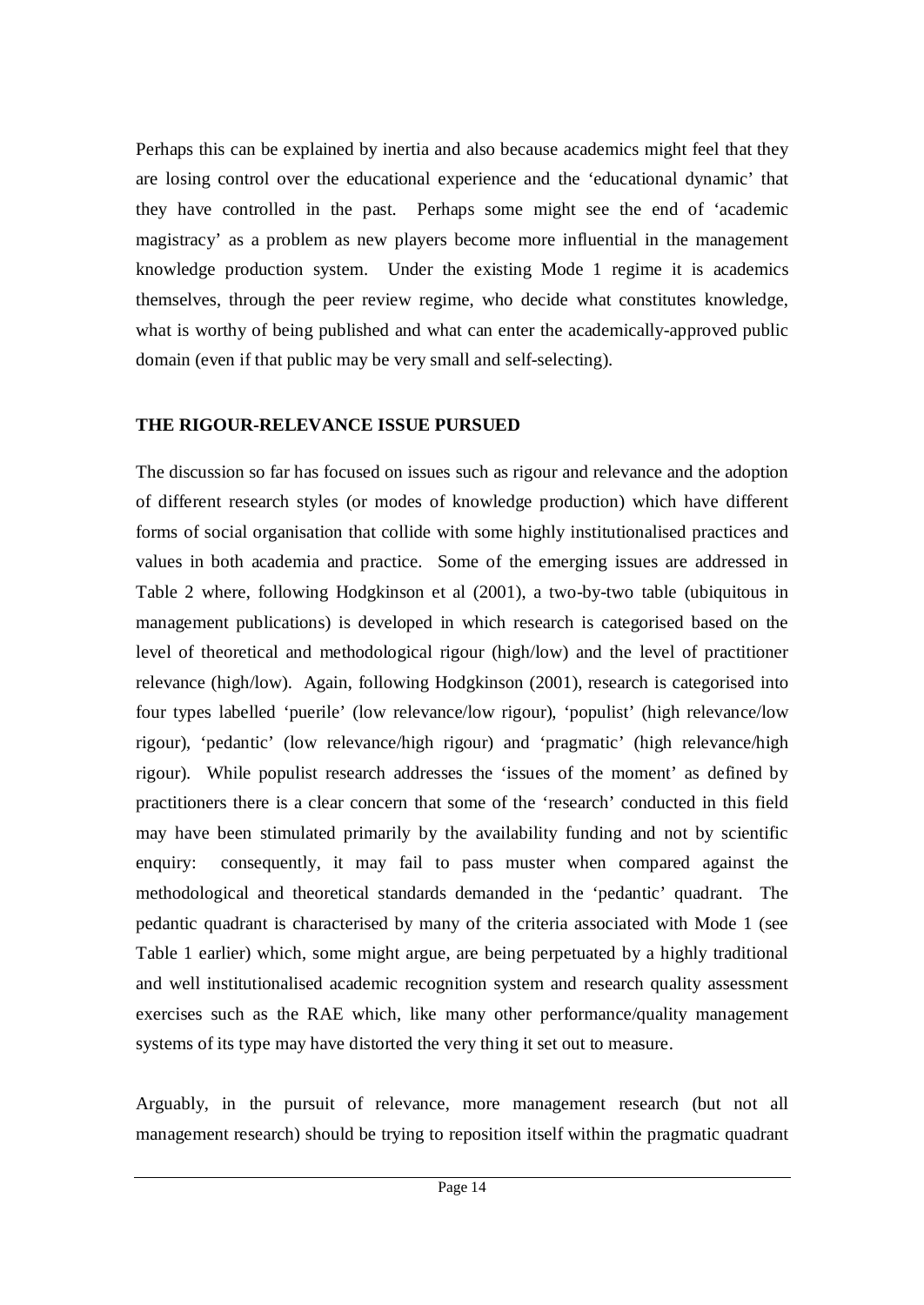Perhaps this can be explained by inertia and also because academics might feel that they are losing control over the educational experience and the 'educational dynamic' that they have controlled in the past. Perhaps some might see the end of 'academic magistracy' as a problem as new players become more influential in the management knowledge production system. Under the existing Mode 1 regime it is academics themselves, through the peer review regime, who decide what constitutes knowledge, what is worthy of being published and what can enter the academically-approved public domain (even if that public may be very small and self-selecting).

## THE RIGOUR-RELEVANCE ISSUE PURSUED

The discussion so far has focused on issues such as rigour and relevance and the adoption of different research styles (or modes of knowledge production) which have different forms of social organisation that collide with some highly institutionalised practices and values in both academia and practice. Some of the emerging issues are addressed in Table 2 where, following Hodgkinson et al (2001), a two-by-two table (ubiquitous in management publications) is developed in which research is categorised based on the level of theoretical and methodological rigour (high/low) and the level of practitioner relevance (high/low). Again, following Hodgkinson (2001), research is categorised into four types labelled 'puerile' (low relevance/low rigour), 'populist' (high relevance/low rigour), 'pedantic' (low relevance/high rigour) and 'pragmatic' (high relevance/high rigour). While populist research addresses the 'issues of the moment' as defined by practitioners there is a clear concern that some of the 'research' conducted in this field may have been stimulated primarily by the availability funding and not by scientific enquiry: consequently, it may fail to pass muster when compared against the methodological and theoretical standards demanded in the 'pedantic' quadrant. The pedantic quadrant is characterised by many of the criteria associated with Mode 1 (see Table 1 earlier) which, some might argue, are being perpetuated by a highly traditional and well institutionalised academic recognition system and research quality assessment exercises such as the RAE which, like many other performance/quality management systems of its type may have distorted the very thing it set out to measure.

Arguably, in the pursuit of relevance, more management research (but not all management research) should be trying to reposition itself within the pragmatic quadrant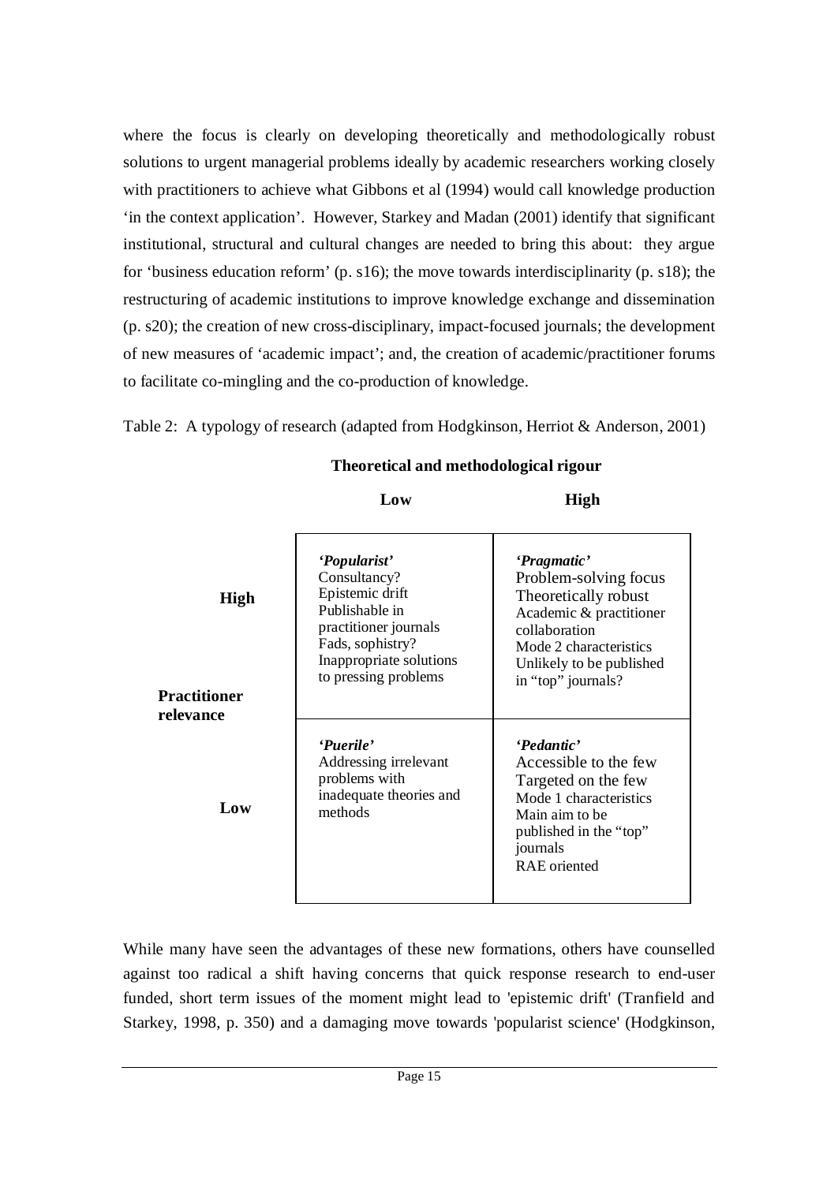where the focus is clearly on developing theoretically and methodologically robust solutions to urgent managerial problems ideally by academic researchers working closely with practitioners to achieve what Gibbons et al (1994) would call knowledge production 'in the context application'. However, Starkey and Madan (2001) identify that significant institutional, structural and cultural changes are needed to bring this about: they argue for 'business education reform' (p. s16); the move towards interdisciplinarity (p. s18); the restructuring of academic institutions to improve knowledge exchange and dissemination (p. s20); the creation of new cross-disciplinary, impact-focused journals; the development of new measures of 'academic impact'; and, the creation of academic/practitioner forums to facilitate co-mingling and the co-production of knowledge.

Table 2: A typology of research (adapted from Hodgkinson, Herriot & Anderson, 2001)

| | | **Theoretical and methodological rigour** | |
|---|---|---|---|
| | | **Low** | **High** |
| **Practitioner relevance** | **High** | ***'Popularist'***<br>Consultancy?<br>Epistemic drift<br>Publishable in practitioner journals<br>Fads, sophistry?<br>Inappropriate solutions to pressing problems | ***'Pragmatic'***<br>Problem-solving focus<br>Theoretically robust<br>Academic & practitioner collaboration<br>Mode 2 characteristics<br>Unlikely to be published in "top" journals? |
| | **Low** | ***'Puerile'***<br>Addressing irrelevant problems with inadequate theories and methods | ***'Pedantic'***<br>Accessible to the few<br>Targeted on the few<br>Mode 1 characteristics<br>Main aim to be published in the "top" journals<br>RAE oriented |

While many have seen the advantages of these new formations, others have counselled against too radical a shift having concerns that quick response research to end-user funded, short term issues of the moment might lead to 'epistemic drift' (Tranfield and Starkey, 1998, p. 350) and a damaging move towards 'popularist science' (Hodgkinson,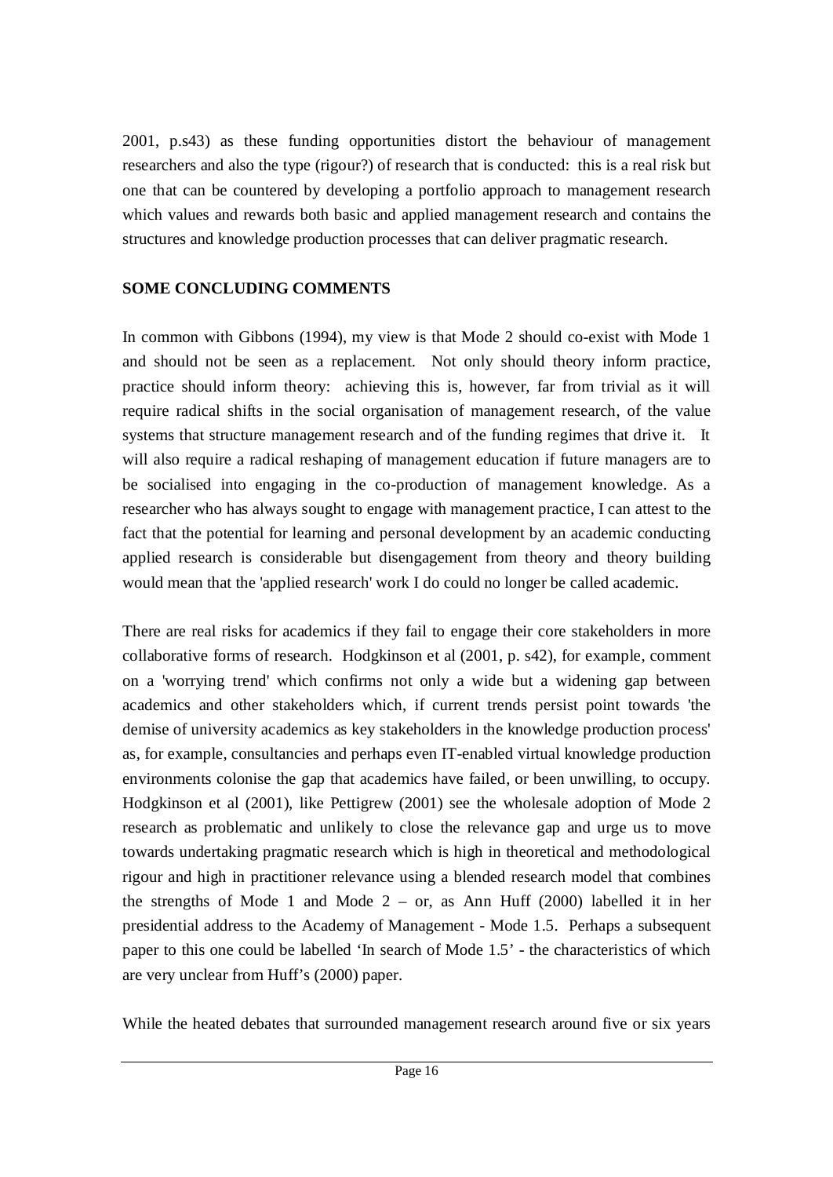2001, p.s43) as these funding opportunities distort the behaviour of management researchers and also the type (rigour?) of research that is conducted: this is a real risk but one that can be countered by developing a portfolio approach to management research which values and rewards both basic and applied management research and contains the structures and knowledge production processes that can deliver pragmatic research.

## SOME CONCLUDING COMMENTS

In common with Gibbons (1994), my view is that Mode 2 should co-exist with Mode 1 and should not be seen as a replacement. Not only should theory inform practice, practice should inform theory: achieving this is, however, far from trivial as it will require radical shifts in the social organisation of management research, of the value systems that structure management research and of the funding regimes that drive it. It will also require a radical reshaping of management education if future managers are to be socialised into engaging in the co-production of management knowledge. As a researcher who has always sought to engage with management practice, I can attest to the fact that the potential for learning and personal development by an academic conducting applied research is considerable but disengagement from theory and theory building would mean that the 'applied research' work I do could no longer be called academic.

There are real risks for academics if they fail to engage their core stakeholders in more collaborative forms of research. Hodgkinson et al (2001, p. s42), for example, comment on a 'worrying trend' which confirms not only a wide but a widening gap between academics and other stakeholders which, if current trends persist point towards 'the demise of university academics as key stakeholders in the knowledge production process' as, for example, consultancies and perhaps even IT-enabled virtual knowledge production environments colonise the gap that academics have failed, or been unwilling, to occupy. Hodgkinson et al (2001), like Pettigrew (2001) see the wholesale adoption of Mode 2 research as problematic and unlikely to close the relevance gap and urge us to move towards undertaking pragmatic research which is high in theoretical and methodological rigour and high in practitioner relevance using a blended research model that combines the strengths of Mode 1 and Mode 2 – or, as Ann Huff (2000) labelled it in her presidential address to the Academy of Management - Mode 1.5. Perhaps a subsequent paper to this one could be labelled 'In search of Mode 1.5' - the characteristics of which are very unclear from Huff's (2000) paper.

While the heated debates that surrounded management research around five or six years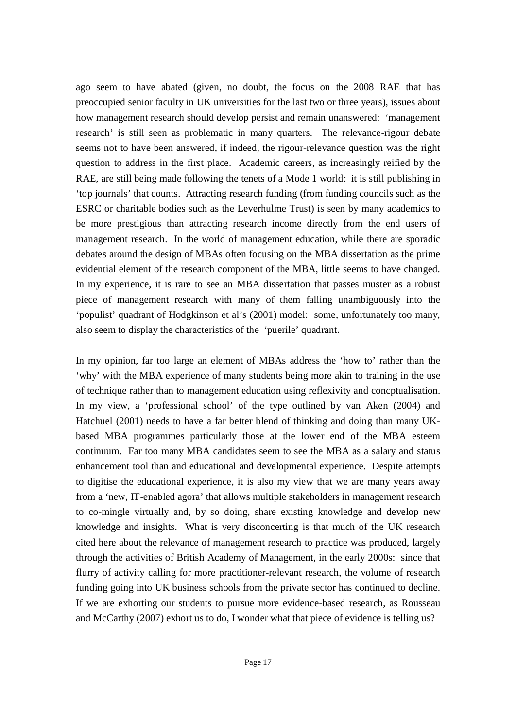ago seem to have abated (given, no doubt, the focus on the 2008 RAE that has preoccupied senior faculty in UK universities for the last two or three years), issues about how management research should develop persist and remain unanswered: 'management research' is still seen as problematic in many quarters. The relevance-rigour debate seems not to have been answered, if indeed, the rigour-relevance question was the right question to address in the first place. Academic careers, as increasingly reified by the RAE, are still being made following the tenets of a Mode 1 world: it is still publishing in 'top journals' that counts. Attracting research funding (from funding councils such as the ESRC or charitable bodies such as the Leverhulme Trust) is seen by many academics to be more prestigious than attracting research income directly from the end users of management research. In the world of management education, while there are sporadic debates around the design of MBAs often focusing on the MBA dissertation as the prime evidential element of the research component of the MBA, little seems to have changed. In my experience, it is rare to see an MBA dissertation that passes muster as a robust piece of management research with many of them falling unambiguously into the 'populist' quadrant of Hodgkinson et al's (2001) model: some, unfortunately too many, also seem to display the characteristics of the 'puerile' quadrant.

In my opinion, far too large an element of MBAs address the 'how to' rather than the 'why' with the MBA experience of many students being more akin to training in the use of technique rather than to management education using reflexivity and concptualisation. In my view, a 'professional school' of the type outlined by van Aken (2004) and Hatchuel (2001) needs to have a far better blend of thinking and doing than many UK-based MBA programmes particularly those at the lower end of the MBA esteem continuum. Far too many MBA candidates seem to see the MBA as a salary and status enhancement tool than and educational and developmental experience. Despite attempts to digitise the educational experience, it is also my view that we are many years away from a 'new, IT-enabled agora' that allows multiple stakeholders in management research to co-mingle virtually and, by so doing, share existing knowledge and develop new knowledge and insights. What is very disconcerting is that much of the UK research cited here about the relevance of management research to practice was produced, largely through the activities of British Academy of Management, in the early 2000s: since that flurry of activity calling for more practitioner-relevant research, the volume of research funding going into UK business schools from the private sector has continued to decline. If we are exhorting our students to pursue more evidence-based research, as Rousseau and McCarthy (2007) exhort us to do, I wonder what that piece of evidence is telling us?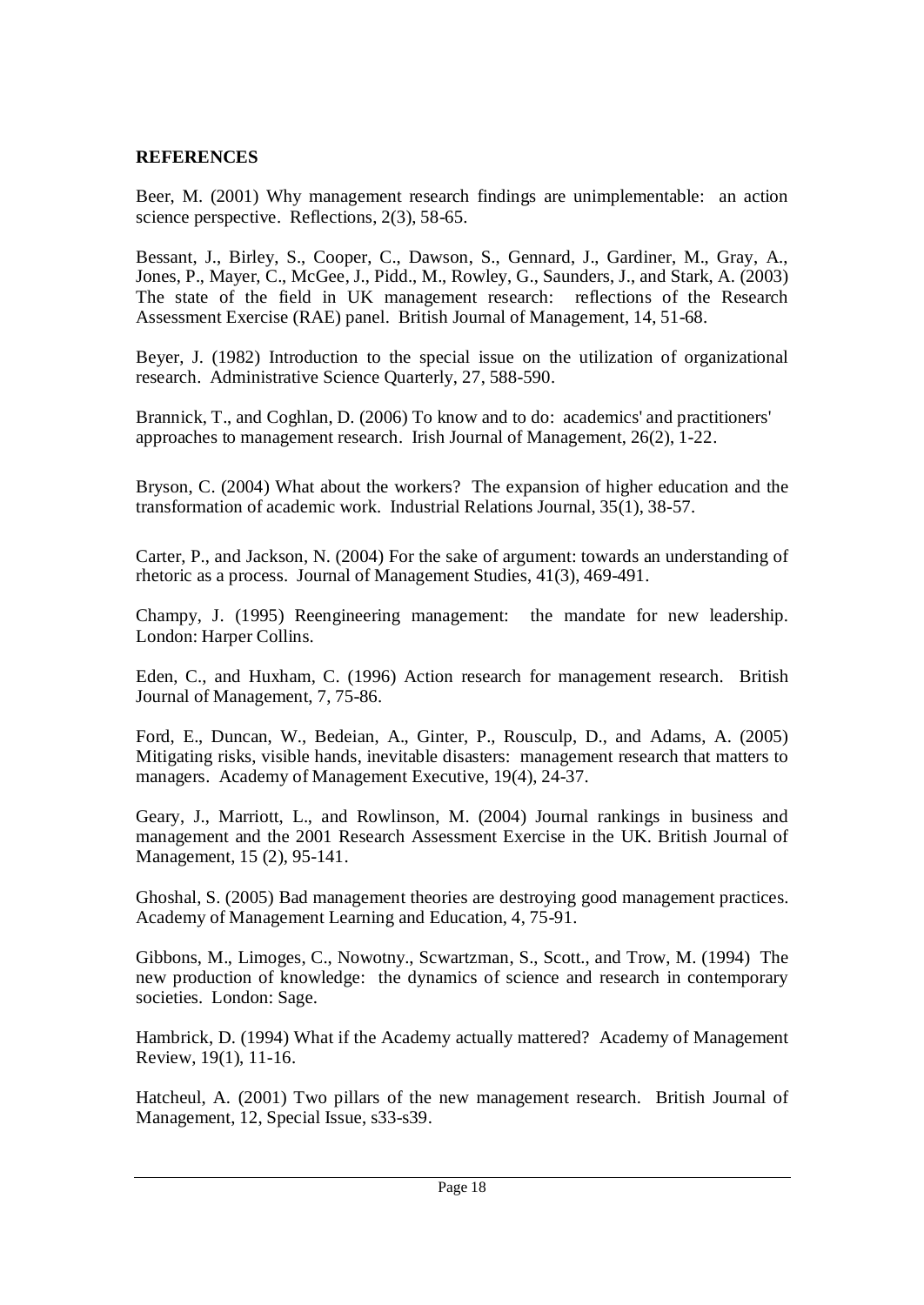**REFERENCES**

Beer, M. (2001) Why management research findings are unimplementable: an action science perspective. Reflections, 2(3), 58-65.

Bessant, J., Birley, S., Cooper, C., Dawson, S., Gennard, J., Gardiner, M., Gray, A., Jones, P., Mayer, C., McGee, J., Pidd., M., Rowley, G., Saunders, J., and Stark, A. (2003) The state of the field in UK management research: reflections of the Research Assessment Exercise (RAE) panel. British Journal of Management, 14, 51-68.

Beyer, J. (1982) Introduction to the special issue on the utilization of organizational research. Administrative Science Quarterly, 27, 588-590.

Brannick, T., and Coghlan, D. (2006) To know and to do: academics' and practitioners' approaches to management research. Irish Journal of Management, 26(2), 1-22.

Bryson, C. (2004) What about the workers? The expansion of higher education and the transformation of academic work. Industrial Relations Journal, 35(1), 38-57.

Carter, P., and Jackson, N. (2004) For the sake of argument: towards an understanding of rhetoric as a process. Journal of Management Studies, 41(3), 469-491.

Champy, J. (1995) Reengineering management: the mandate for new leadership. London: Harper Collins.

Eden, C., and Huxham, C. (1996) Action research for management research. British Journal of Management, 7, 75-86.

Ford, E., Duncan, W., Bedeian, A., Ginter, P., Rousculp, D., and Adams, A. (2005) Mitigating risks, visible hands, inevitable disasters: management research that matters to managers. Academy of Management Executive, 19(4), 24-37.

Geary, J., Marriott, L., and Rowlinson, M. (2004) Journal rankings in business and management and the 2001 Research Assessment Exercise in the UK. British Journal of Management, 15 (2), 95-141.

Ghoshal, S. (2005) Bad management theories are destroying good management practices. Academy of Management Learning and Education, 4, 75-91.

Gibbons, M., Limoges, C., Nowotny., Scwartzman, S., Scott., and Trow, M. (1994) The new production of knowledge: the dynamics of science and research in contemporary societies. London: Sage.

Hambrick, D. (1994) What if the Academy actually mattered? Academy of Management Review, 19(1), 11-16.

Hatcheul, A. (2001) Two pillars of the new management research. British Journal of Management, 12, Special Issue, s33-s39.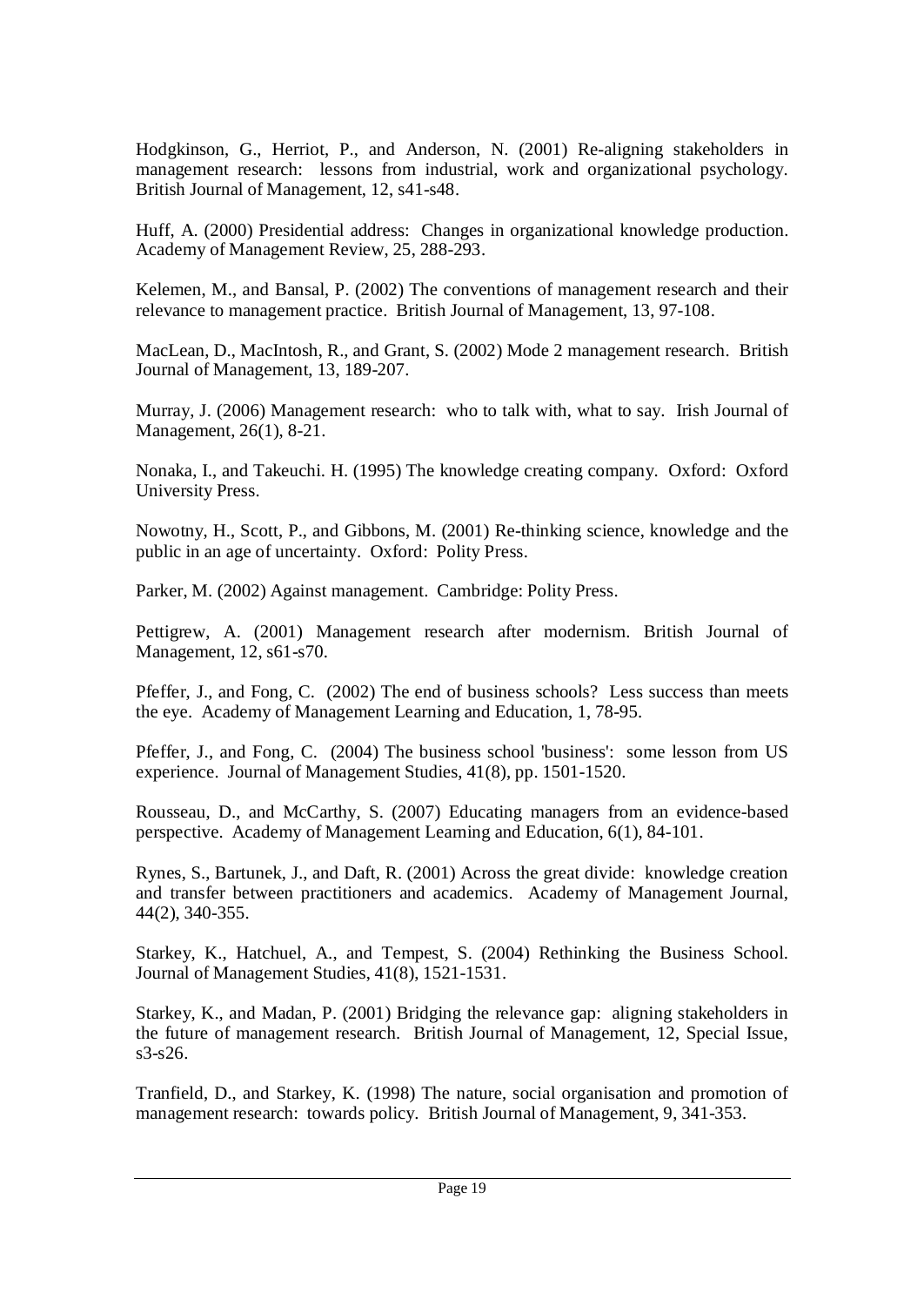Hodgkinson, G., Herriot, P., and Anderson, N. (2001) Re-aligning stakeholders in management research: lessons from industrial, work and organizational psychology. British Journal of Management, 12, s41-s48.

Huff, A. (2000) Presidential address: Changes in organizational knowledge production. Academy of Management Review, 25, 288-293.

Kelemen, M., and Bansal, P. (2002) The conventions of management research and their relevance to management practice. British Journal of Management, 13, 97-108.

MacLean, D., MacIntosh, R., and Grant, S. (2002) Mode 2 management research. British Journal of Management, 13, 189-207.

Murray, J. (2006) Management research: who to talk with, what to say. Irish Journal of Management, 26(1), 8-21.

Nonaka, I., and Takeuchi. H. (1995) The knowledge creating company. Oxford: Oxford University Press.

Nowotny, H., Scott, P., and Gibbons, M. (2001) Re-thinking science, knowledge and the public in an age of uncertainty. Oxford: Polity Press.

Parker, M. (2002) Against management. Cambridge: Polity Press.

Pettigrew, A. (2001) Management research after modernism. British Journal of Management, 12, s61-s70.

Pfeffer, J., and Fong, C. (2002) The end of business schools? Less success than meets the eye. Academy of Management Learning and Education, 1, 78-95.

Pfeffer, J., and Fong, C. (2004) The business school 'business': some lesson from US experience. Journal of Management Studies, 41(8), pp. 1501-1520.

Rousseau, D., and McCarthy, S. (2007) Educating managers from an evidence-based perspective. Academy of Management Learning and Education, 6(1), 84-101.

Rynes, S., Bartunek, J., and Daft, R. (2001) Across the great divide: knowledge creation and transfer between practitioners and academics. Academy of Management Journal, 44(2), 340-355.

Starkey, K., Hatchuel, A., and Tempest, S. (2004) Rethinking the Business School. Journal of Management Studies, 41(8), 1521-1531.

Starkey, K., and Madan, P. (2001) Bridging the relevance gap: aligning stakeholders in the future of management research. British Journal of Management, 12, Special Issue, s3-s26.

Tranfield, D., and Starkey, K. (1998) The nature, social organisation and promotion of management research: towards policy. British Journal of Management, 9, 341-353.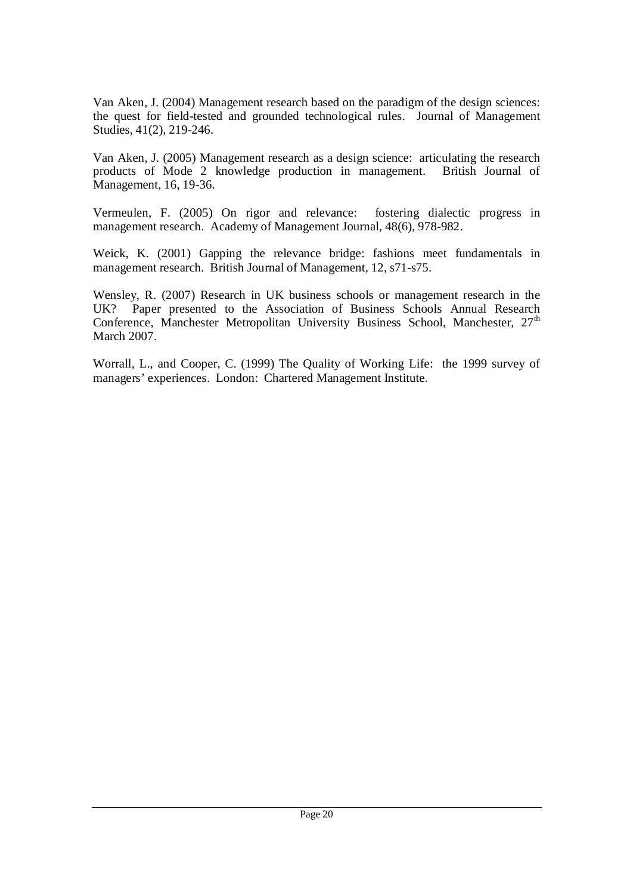Van Aken, J. (2004) Management research based on the paradigm of the design sciences: the quest for field-tested and grounded technological rules. Journal of Management Studies, 41(2), 219-246.

Van Aken, J. (2005) Management research as a design science: articulating the research products of Mode 2 knowledge production in management. British Journal of Management, 16, 19-36.

Vermeulen, F. (2005) On rigor and relevance: fostering dialectic progress in management research. Academy of Management Journal, 48(6), 978-982.

Weick, K. (2001) Gapping the relevance bridge: fashions meet fundamentals in management research. British Journal of Management, 12, s71-s75.

Wensley, R. (2007) Research in UK business schools or management research in the UK? Paper presented to the Association of Business Schools Annual Research Conference, Manchester Metropolitan University Business School, Manchester, 27th March 2007.

Worrall, L., and Cooper, C. (1999) The Quality of Working Life: the 1999 survey of managers' experiences. London: Chartered Management Institute.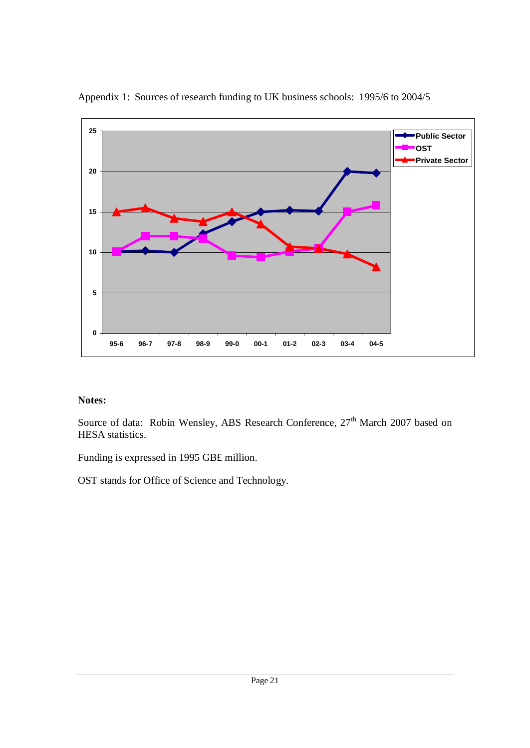Appendix 1: Sources of research funding to UK business schools: 1995/6 to 2004/5

25
20
15
10
5
0

95-6 96-7 97-8 98-9 99-0 00-1 01-2 02-3 03-4 04-5

Public Sector
OST
Private Sector

**Notes:**

Source of data: Robin Wensley, ABS Research Conference, 27th March 2007 based on HESA statistics.

Funding is expressed in 1995 GB£ million.

OST stands for Office of Science and Technology.